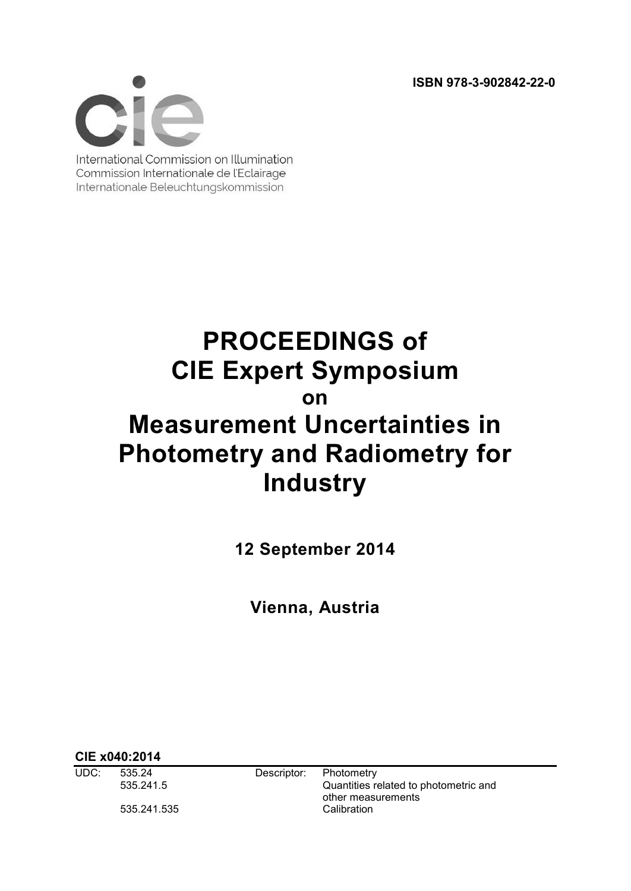**ISBN 978-3-902842-22-0**

cie

International Commission on Illumination
Commission Internationale de l'Eclairage
Internationale Beleuchtungskommission

# PROCEEDINGS of CIE Expert Symposium on Measurement Uncertainties in Photometry and Radiometry for Industry

**12 September 2014**

**Vienna, Austria**

**CIE x040:2014**

| | | | |
|---|---|---|---|
| UDC: | 535.24 | Descriptor: | Photometry |
| | 535.241.5 | | Quantities related to photometric and other measurements |
| | 535.241.535 | | Calibration |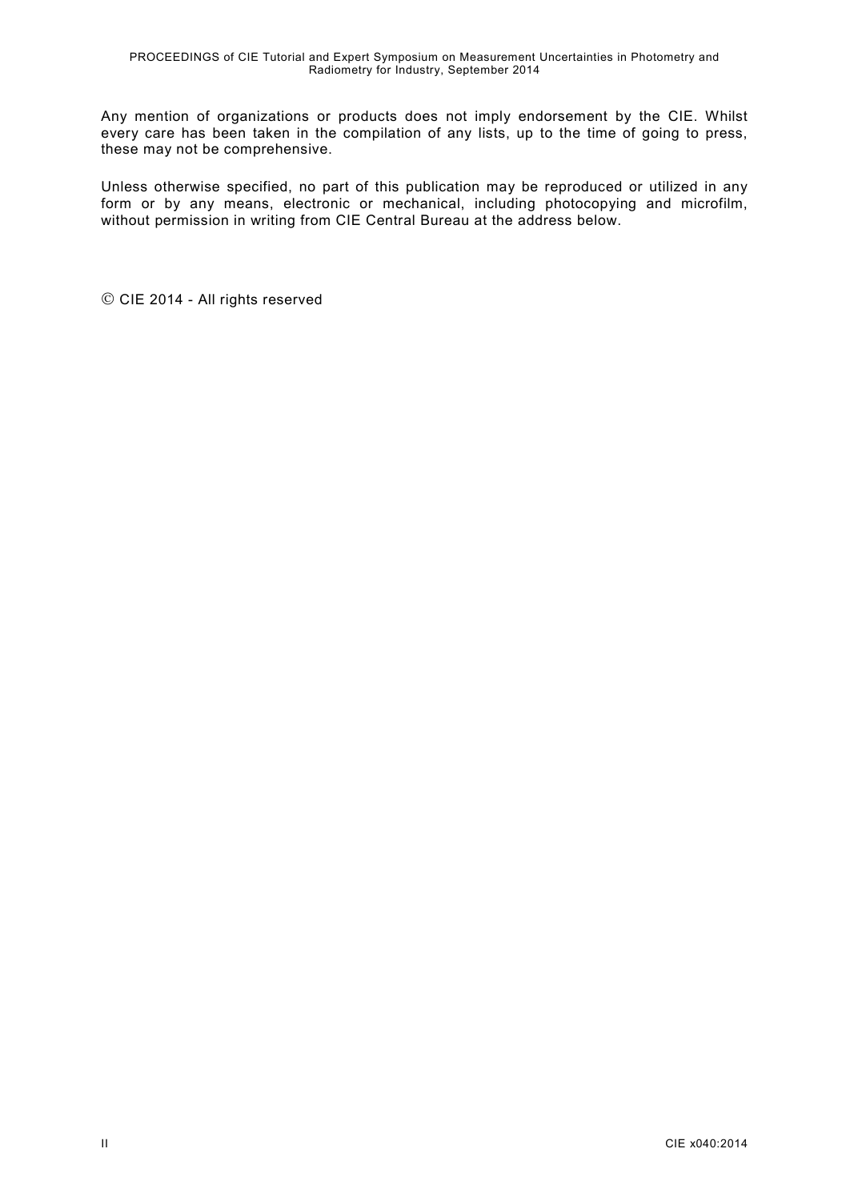Any mention of organizations or products does not imply endorsement by the CIE. Whilst every care has been taken in the compilation of any lists, up to the time of going to press, these may not be comprehensive.

Unless otherwise specified, no part of this publication may be reproduced or utilized in any form or by any means, electronic or mechanical, including photocopying and microfilm, without permission in writing from CIE Central Bureau at the address below.

© CIE 2014 - All rights reserved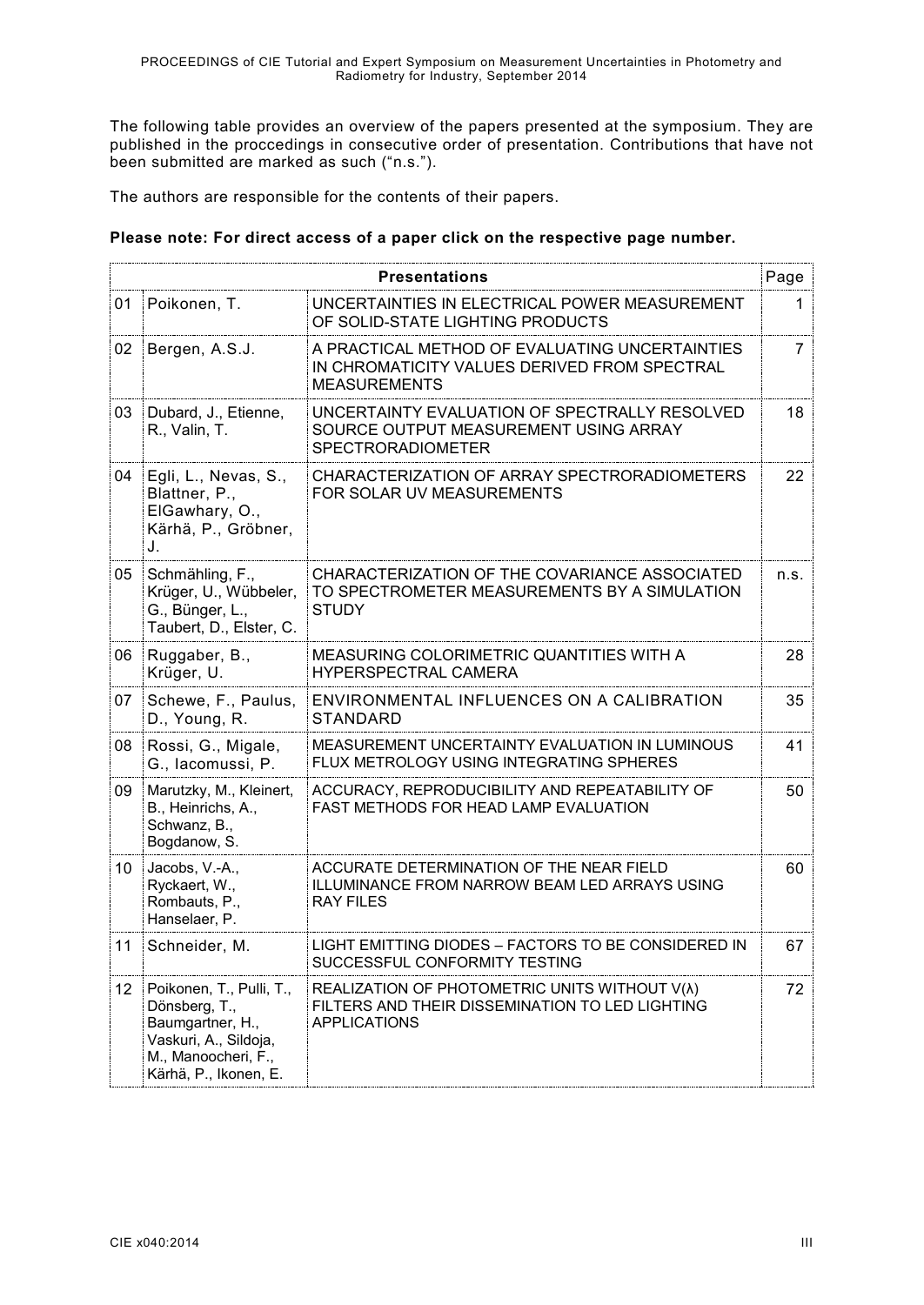The following table provides an overview of the papers presented at the symposium. They are published in the proccedings in consecutive order of presentation. Contributions that have not been submitted are marked as such ("n.s.").

The authors are responsible for the contents of their papers.

**Please note: For direct access of a paper click on the respective page number.**

| Presentations | | | Page |
|---|---|---|---|
| 01 | Poikonen, T. | UNCERTAINTIES IN ELECTRICAL POWER MEASUREMENT OF SOLID-STATE LIGHTING PRODUCTS | 1 |
| 02 | Bergen, A.S.J. | A PRACTICAL METHOD OF EVALUATING UNCERTAINTIES IN CHROMATICITY VALUES DERIVED FROM SPECTRAL MEASUREMENTS | 7 |
| 03 | Dubard, J., Etienne, R., Valin, T. | UNCERTAINTY EVALUATION OF SPECTRALLY RESOLVED SOURCE OUTPUT MEASUREMENT USING ARRAY SPECTRORADIOMETER | 18 |
| 04 | Egli, L., Nevas, S., Blattner, P., ElGawhary, O., Kärhä, P., Gröbner, J. | CHARACTERIZATION OF ARRAY SPECTRORADIOMETERS FOR SOLAR UV MEASUREMENTS | 22 |
| 05 | Schmähling, F., Krüger, U., Wübbeler, G., Bünger, L., Taubert, D., Elster, C. | CHARACTERIZATION OF THE COVARIANCE ASSOCIATED TO SPECTROMETER MEASUREMENTS BY A SIMULATION STUDY | n.s. |
| 06 | Ruggaber, B., Krüger, U. | MEASURING COLORIMETRIC QUANTITIES WITH A HYPERSPECTRAL CAMERA | 28 |
| 07 | Schewe, F., Paulus, D., Young, R. | ENVIRONMENTAL INFLUENCES ON A CALIBRATION STANDARD | 35 |
| 08 | Rossi, G., Migale, G., Iacomussi, P. | MEASUREMENT UNCERTAINTY EVALUATION IN LUMINOUS FLUX METROLOGY USING INTEGRATING SPHERES | 41 |
| 09 | Marutzky, M., Kleinert, B., Heinrichs, A., Schwanz, B., Bogdanow, S. | ACCURACY, REPRODUCIBILITY AND REPEATABILITY OF FAST METHODS FOR HEAD LAMP EVALUATION | 50 |
| 10 | Jacobs, V.-A., Ryckaert, W., Rombauts, P., Hanselaer, P. | ACCURATE DETERMINATION OF THE NEAR FIELD ILLUMINANCE FROM NARROW BEAM LED ARRAYS USING RAY FILES | 60 |
| 11 | Schneider, M. | LIGHT EMITTING DIODES – FACTORS TO BE CONSIDERED IN SUCCESSFUL CONFORMITY TESTING | 67 |
| 12 | Poikonen, T., Pulli, T., Dönsberg, T., Baumgartner, H., Vaskuri, A., Sildoja, M., Manoocheri, F., Kärhä, P., Ikonen, E. | REALIZATION OF PHOTOMETRIC UNITS WITHOUT V(λ) FILTERS AND THEIR DISSEMINATION TO LED LIGHTING APPLICATIONS | 72 |